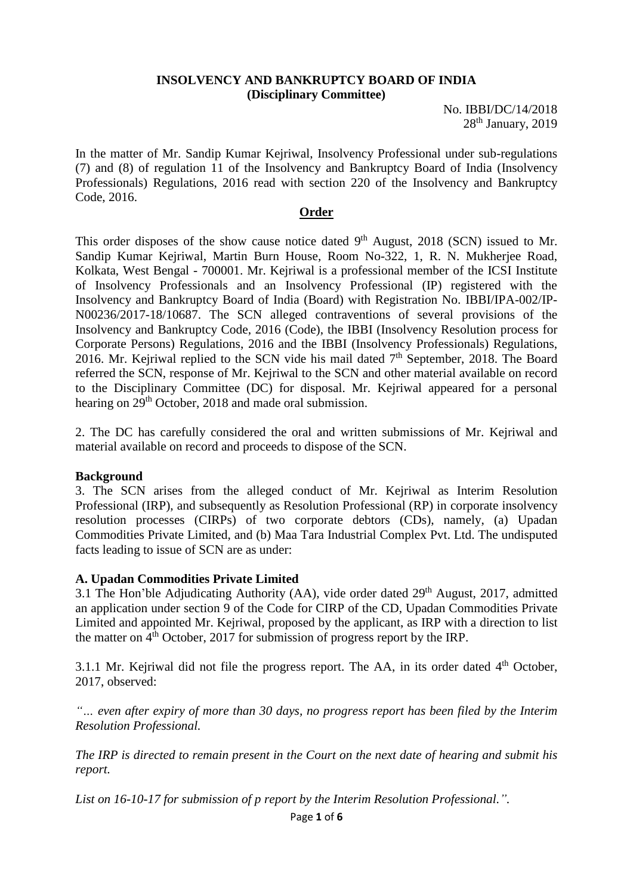**INSOLVENCY AND BANKRUPTCY BOARD OF INDIA**
**(Disciplinary Committee)**

No. IBBI/DC/14/2018
28th January, 2019

In the matter of Mr. Sandip Kumar Kejriwal, Insolvency Professional under sub-regulations (7) and (8) of regulation 11 of the Insolvency and Bankruptcy Board of India (Insolvency Professionals) Regulations, 2016 read with section 220 of the Insolvency and Bankruptcy Code, 2016.

## Order

This order disposes of the show cause notice dated 9th August, 2018 (SCN) issued to Mr. Sandip Kumar Kejriwal, Martin Burn House, Room No-322, 1, R. N. Mukherjee Road, Kolkata, West Bengal - 700001. Mr. Kejriwal is a professional member of the ICSI Institute of Insolvency Professionals and an Insolvency Professional (IP) registered with the Insolvency and Bankruptcy Board of India (Board) with Registration No. IBBI/IPA-002/IP-N00236/2017-18/10687. The SCN alleged contraventions of several provisions of the Insolvency and Bankruptcy Code, 2016 (Code), the IBBI (Insolvency Resolution process for Corporate Persons) Regulations, 2016 and the IBBI (Insolvency Professionals) Regulations, 2016. Mr. Kejriwal replied to the SCN vide his mail dated 7th September, 2018. The Board referred the SCN, response of Mr. Kejriwal to the SCN and other material available on record to the Disciplinary Committee (DC) for disposal. Mr. Kejriwal appeared for a personal hearing on 29th October, 2018 and made oral submission.

2. The DC has carefully considered the oral and written submissions of Mr. Kejriwal and material available on record and proceeds to dispose of the SCN.

### Background

3. The SCN arises from the alleged conduct of Mr. Kejriwal as Interim Resolution Professional (IRP), and subsequently as Resolution Professional (RP) in corporate insolvency resolution processes (CIRPs) of two corporate debtors (CDs), namely, (a) Upadan Commodities Private Limited, and (b) Maa Tara Industrial Complex Pvt. Ltd. The undisputed facts leading to issue of SCN are as under:

### A. Upadan Commodities Private Limited

3.1 The Hon'ble Adjudicating Authority (AA), vide order dated 29th August, 2017, admitted an application under section 9 of the Code for CIRP of the CD, Upadan Commodities Private Limited and appointed Mr. Kejriwal, proposed by the applicant, as IRP with a direction to list the matter on 4th October, 2017 for submission of progress report by the IRP.

3.1.1 Mr. Kejriwal did not file the progress report. The AA, in its order dated 4th October, 2017, observed:

*"… even after expiry of more than 30 days, no progress report has been filed by the Interim Resolution Professional.*

*The IRP is directed to remain present in the Court on the next date of hearing and submit his report.*

*List on 16-10-17 for submission of p report by the Interim Resolution Professional.".*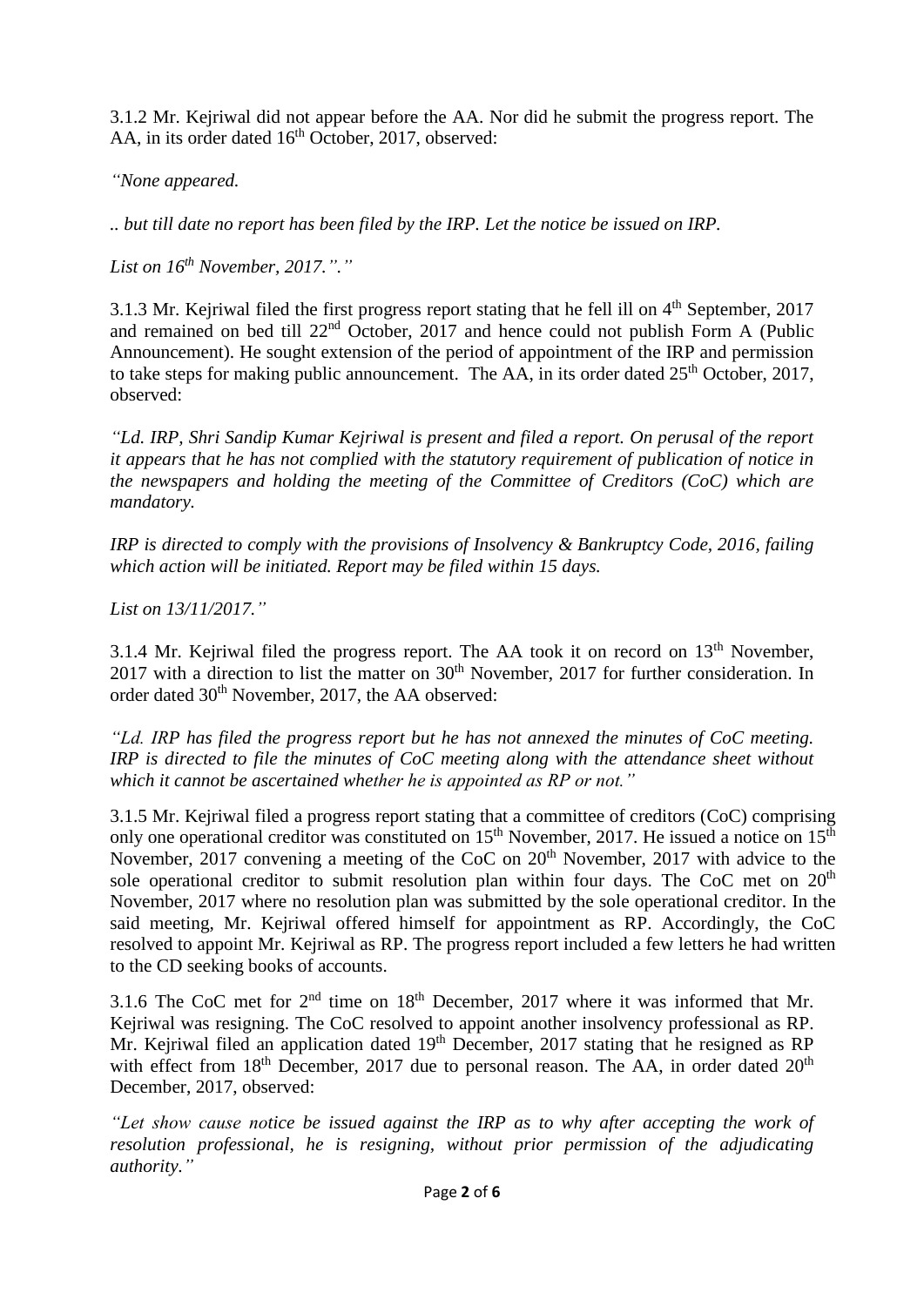3.1.2 Mr. Kejriwal did not appear before the AA. Nor did he submit the progress report. The AA, in its order dated 16th October, 2017, observed:

*"None appeared.*

*.. but till date no report has been filed by the IRP. Let the notice be issued on IRP.*

*List on 16th November, 2017.".*"

3.1.3 Mr. Kejriwal filed the first progress report stating that he fell ill on 4th September, 2017 and remained on bed till 22nd October, 2017 and hence could not publish Form A (Public Announcement). He sought extension of the period of appointment of the IRP and permission to take steps for making public announcement. The AA, in its order dated 25th October, 2017, observed:

*"Ld. IRP, Shri Sandip Kumar Kejriwal is present and filed a report. On perusal of the report it appears that he has not complied with the statutory requirement of publication of notice in the newspapers and holding the meeting of the Committee of Creditors (CoC) which are mandatory.*

*IRP is directed to comply with the provisions of Insolvency & Bankruptcy Code, 2016, failing which action will be initiated. Report may be filed within 15 days.*

*List on 13/11/2017."*

3.1.4 Mr. Kejriwal filed the progress report. The AA took it on record on 13th November, 2017 with a direction to list the matter on 30th November, 2017 for further consideration. In order dated 30th November, 2017, the AA observed:

*"Ld. IRP has filed the progress report but he has not annexed the minutes of CoC meeting. IRP is directed to file the minutes of CoC meeting along with the attendance sheet without which it cannot be ascertained whether he is appointed as RP or not."*

3.1.5 Mr. Kejriwal filed a progress report stating that a committee of creditors (CoC) comprising only one operational creditor was constituted on 15th November, 2017. He issued a notice on 15th November, 2017 convening a meeting of the CoC on 20th November, 2017 with advice to the sole operational creditor to submit resolution plan within four days. The CoC met on 20th November, 2017 where no resolution plan was submitted by the sole operational creditor. In the said meeting, Mr. Kejriwal offered himself for appointment as RP. Accordingly, the CoC resolved to appoint Mr. Kejriwal as RP. The progress report included a few letters he had written to the CD seeking books of accounts.

3.1.6 The CoC met for 2nd time on 18th December, 2017 where it was informed that Mr. Kejriwal was resigning. The CoC resolved to appoint another insolvency professional as RP. Mr. Kejriwal filed an application dated 19th December, 2017 stating that he resigned as RP with effect from 18th December, 2017 due to personal reason. The AA, in order dated 20th December, 2017, observed:

*"Let show cause notice be issued against the IRP as to why after accepting the work of resolution professional, he is resigning, without prior permission of the adjudicating authority."*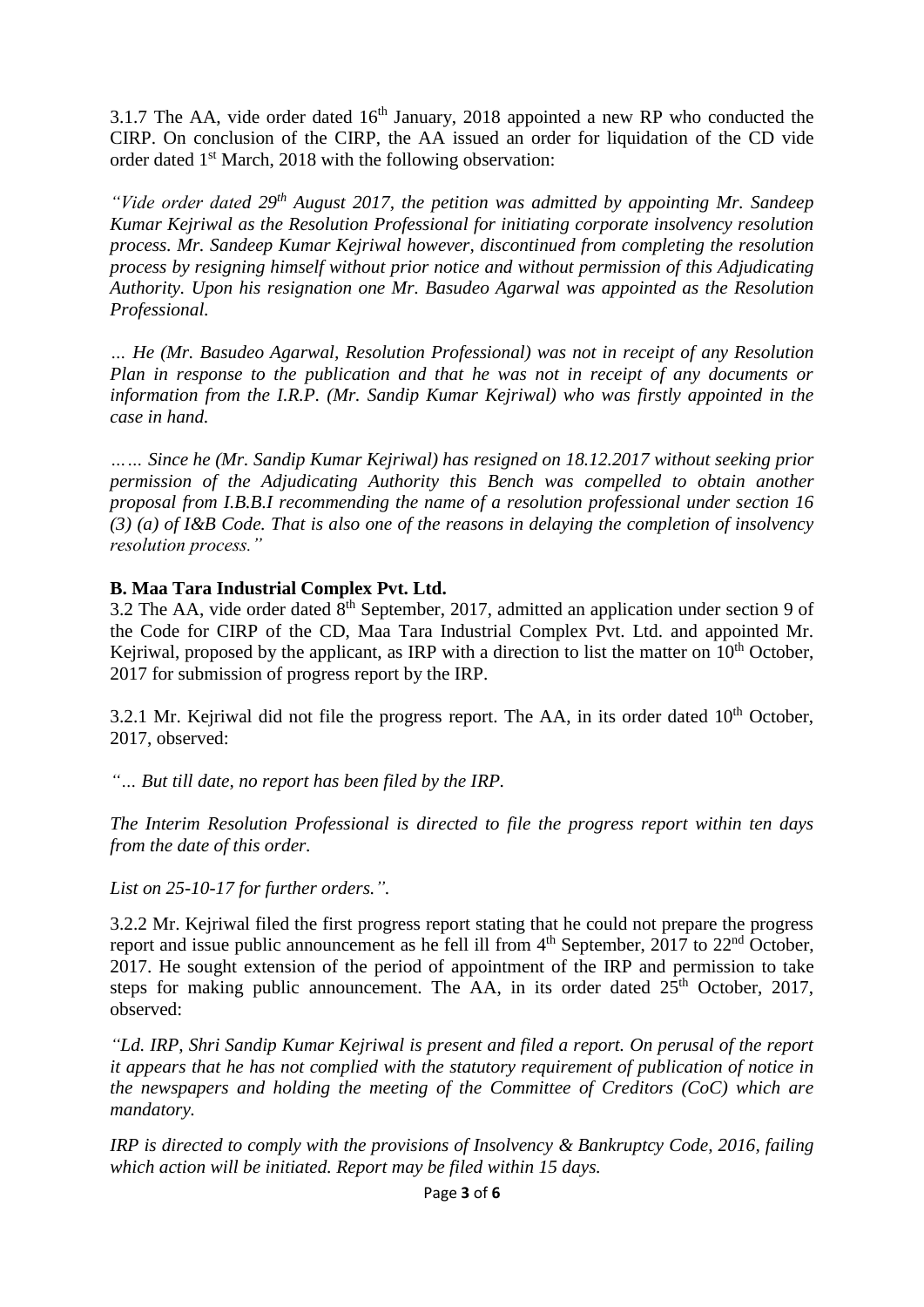3.1.7 The AA, vide order dated 16th January, 2018 appointed a new RP who conducted the CIRP. On conclusion of the CIRP, the AA issued an order for liquidation of the CD vide order dated 1st March, 2018 with the following observation:

*"Vide order dated 29th August 2017, the petition was admitted by appointing Mr. Sandeep Kumar Kejriwal as the Resolution Professional for initiating corporate insolvency resolution process. Mr. Sandeep Kumar Kejriwal however, discontinued from completing the resolution process by resigning himself without prior notice and without permission of this Adjudicating Authority. Upon his resignation one Mr. Basudeo Agarwal was appointed as the Resolution Professional.*

*… He (Mr. Basudeo Agarwal, Resolution Professional) was not in receipt of any Resolution Plan in response to the publication and that he was not in receipt of any documents or information from the I.R.P. (Mr. Sandip Kumar Kejriwal) who was firstly appointed in the case in hand.*

*…… Since he (Mr. Sandip Kumar Kejriwal) has resigned on 18.12.2017 without seeking prior permission of the Adjudicating Authority this Bench was compelled to obtain another proposal from I.B.B.I recommending the name of a resolution professional under section 16 (3) (a) of I&B Code. That is also one of the reasons in delaying the completion of insolvency resolution process."*

**B. Maa Tara Industrial Complex Pvt. Ltd.**

3.2 The AA, vide order dated 8th September, 2017, admitted an application under section 9 of the Code for CIRP of the CD, Maa Tara Industrial Complex Pvt. Ltd. and appointed Mr. Kejriwal, proposed by the applicant, as IRP with a direction to list the matter on 10th October, 2017 for submission of progress report by the IRP.

3.2.1 Mr. Kejriwal did not file the progress report. The AA, in its order dated 10th October, 2017, observed:

*"… But till date, no report has been filed by the IRP.*

*The Interim Resolution Professional is directed to file the progress report within ten days from the date of this order.*

*List on 25-10-17 for further orders.".*

3.2.2 Mr. Kejriwal filed the first progress report stating that he could not prepare the progress report and issue public announcement as he fell ill from 4th September, 2017 to 22nd October, 2017. He sought extension of the period of appointment of the IRP and permission to take steps for making public announcement. The AA, in its order dated 25th October, 2017, observed:

*"Ld. IRP, Shri Sandip Kumar Kejriwal is present and filed a report. On perusal of the report it appears that he has not complied with the statutory requirement of publication of notice in the newspapers and holding the meeting of the Committee of Creditors (CoC) which are mandatory.*

*IRP is directed to comply with the provisions of Insolvency & Bankruptcy Code, 2016, failing which action will be initiated. Report may be filed within 15 days.*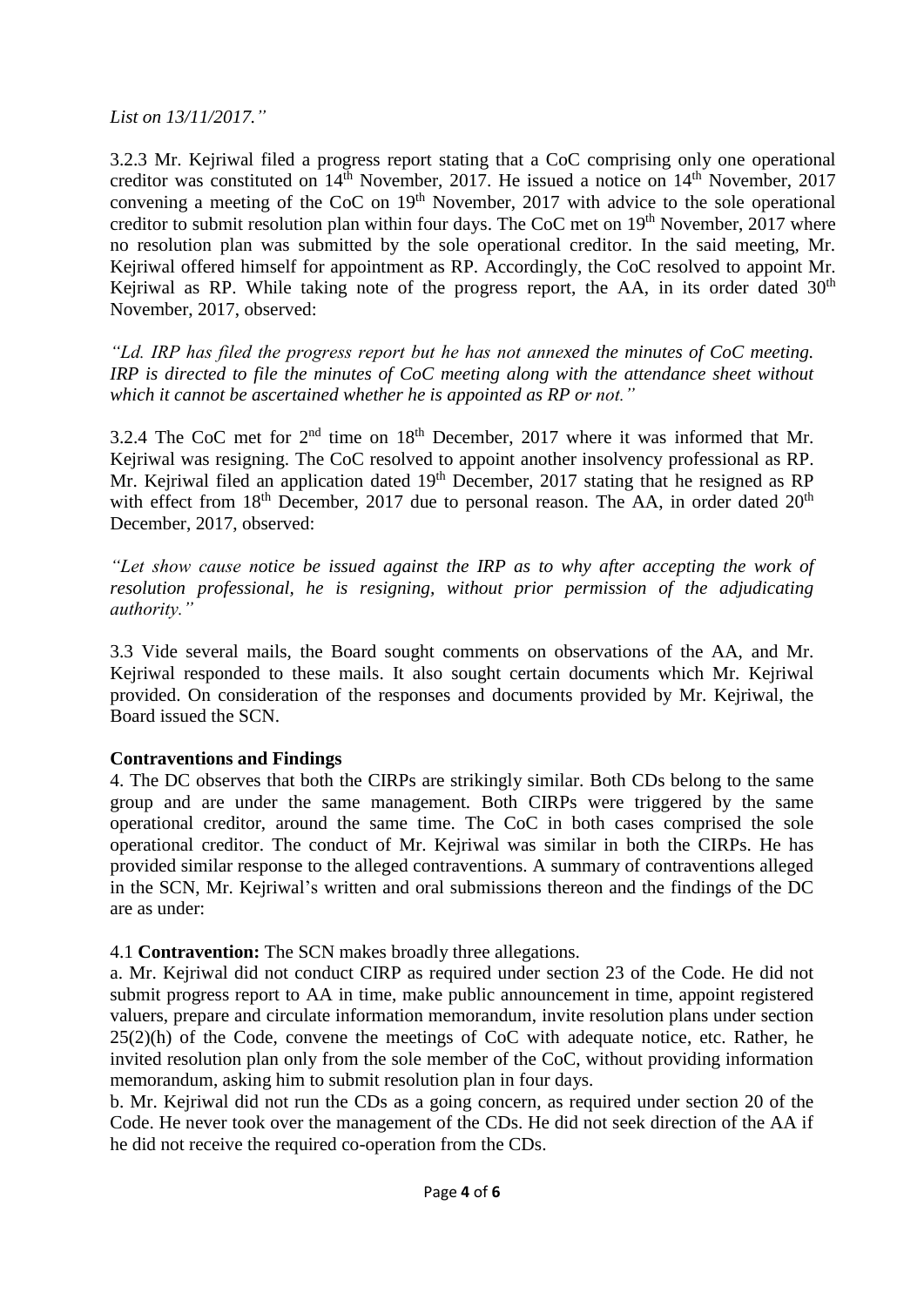*List on 13/11/2017."*

3.2.3 Mr. Kejriwal filed a progress report stating that a CoC comprising only one operational creditor was constituted on 14th November, 2017. He issued a notice on 14th November, 2017 convening a meeting of the CoC on 19th November, 2017 with advice to the sole operational creditor to submit resolution plan within four days. The CoC met on 19th November, 2017 where no resolution plan was submitted by the sole operational creditor. In the said meeting, Mr. Kejriwal offered himself for appointment as RP. Accordingly, the CoC resolved to appoint Mr. Kejriwal as RP. While taking note of the progress report, the AA, in its order dated 30th November, 2017, observed:

*"Ld. IRP has filed the progress report but he has not annexed the minutes of CoC meeting. IRP is directed to file the minutes of CoC meeting along with the attendance sheet without which it cannot be ascertained whether he is appointed as RP or not."*

3.2.4 The CoC met for 2nd time on 18th December, 2017 where it was informed that Mr. Kejriwal was resigning. The CoC resolved to appoint another insolvency professional as RP. Mr. Kejriwal filed an application dated 19th December, 2017 stating that he resigned as RP with effect from 18th December, 2017 due to personal reason. The AA, in order dated 20th December, 2017, observed:

*"Let show cause notice be issued against the IRP as to why after accepting the work of resolution professional, he is resigning, without prior permission of the adjudicating authority."*

3.3 Vide several mails, the Board sought comments on observations of the AA, and Mr. Kejriwal responded to these mails. It also sought certain documents which Mr. Kejriwal provided. On consideration of the responses and documents provided by Mr. Kejriwal, the Board issued the SCN.

**Contraventions and Findings**

4. The DC observes that both the CIRPs are strikingly similar. Both CDs belong to the same group and are under the same management. Both CIRPs were triggered by the same operational creditor, around the same time. The CoC in both cases comprised the sole operational creditor. The conduct of Mr. Kejriwal was similar in both the CIRPs. He has provided similar response to the alleged contraventions. A summary of contraventions alleged in the SCN, Mr. Kejriwal's written and oral submissions thereon and the findings of the DC are as under:

4.1 **Contravention:** The SCN makes broadly three allegations.

a. Mr. Kejriwal did not conduct CIRP as required under section 23 of the Code. He did not submit progress report to AA in time, make public announcement in time, appoint registered valuers, prepare and circulate information memorandum, invite resolution plans under section 25(2)(h) of the Code, convene the meetings of CoC with adequate notice, etc. Rather, he invited resolution plan only from the sole member of the CoC, without providing information memorandum, asking him to submit resolution plan in four days.

b. Mr. Kejriwal did not run the CDs as a going concern, as required under section 20 of the Code. He never took over the management of the CDs. He did not seek direction of the AA if he did not receive the required co-operation from the CDs.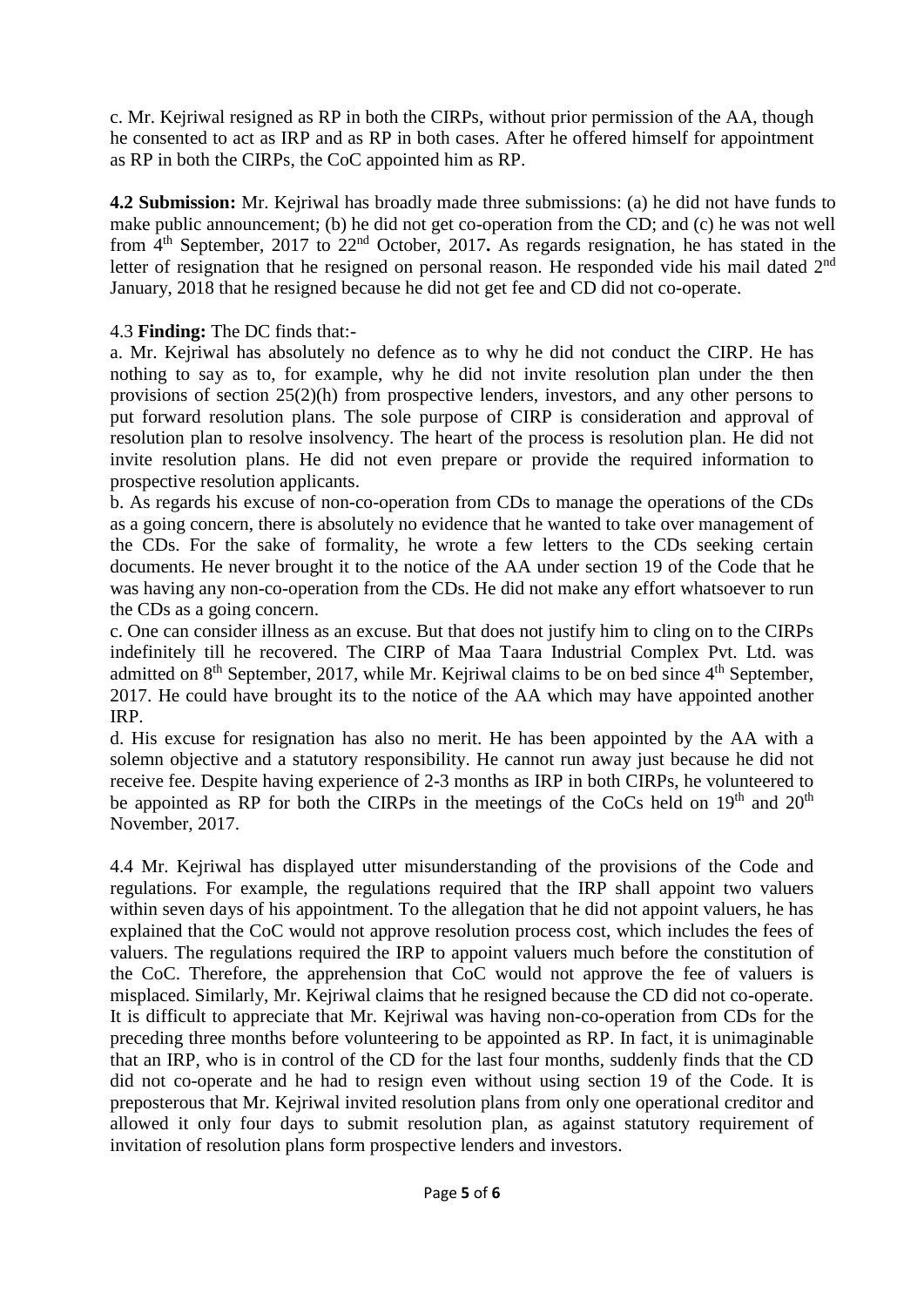c. Mr. Kejriwal resigned as RP in both the CIRPs, without prior permission of the AA, though he consented to act as IRP and as RP in both cases. After he offered himself for appointment as RP in both the CIRPs, the CoC appointed him as RP.

**4.2 Submission:** Mr. Kejriwal has broadly made three submissions: (a) he did not have funds to make public announcement; (b) he did not get co-operation from the CD; and (c) he was not well from 4th September, 2017 to 22nd October, 2017**.** As regards resignation, he has stated in the letter of resignation that he resigned on personal reason. He responded vide his mail dated 2nd January, 2018 that he resigned because he did not get fee and CD did not co-operate.

4.3 **Finding:** The DC finds that:-

a. Mr. Kejriwal has absolutely no defence as to why he did not conduct the CIRP. He has nothing to say as to, for example, why he did not invite resolution plan under the then provisions of section 25(2)(h) from prospective lenders, investors, and any other persons to put forward resolution plans. The sole purpose of CIRP is consideration and approval of resolution plan to resolve insolvency. The heart of the process is resolution plan. He did not invite resolution plans. He did not even prepare or provide the required information to prospective resolution applicants.

b. As regards his excuse of non-co-operation from CDs to manage the operations of the CDs as a going concern, there is absolutely no evidence that he wanted to take over management of the CDs. For the sake of formality, he wrote a few letters to the CDs seeking certain documents. He never brought it to the notice of the AA under section 19 of the Code that he was having any non-co-operation from the CDs. He did not make any effort whatsoever to run the CDs as a going concern.

c. One can consider illness as an excuse. But that does not justify him to cling on to the CIRPs indefinitely till he recovered. The CIRP of Maa Taara Industrial Complex Pvt. Ltd. was admitted on 8th September, 2017, while Mr. Kejriwal claims to be on bed since 4th September, 2017. He could have brought its to the notice of the AA which may have appointed another IRP.

d. His excuse for resignation has also no merit. He has been appointed by the AA with a solemn objective and a statutory responsibility. He cannot run away just because he did not receive fee. Despite having experience of 2-3 months as IRP in both CIRPs, he volunteered to be appointed as RP for both the CIRPs in the meetings of the CoCs held on 19th and 20th November, 2017.

4.4 Mr. Kejriwal has displayed utter misunderstanding of the provisions of the Code and regulations. For example, the regulations required that the IRP shall appoint two valuers within seven days of his appointment. To the allegation that he did not appoint valuers, he has explained that the CoC would not approve resolution process cost, which includes the fees of valuers. The regulations required the IRP to appoint valuers much before the constitution of the CoC. Therefore, the apprehension that CoC would not approve the fee of valuers is misplaced. Similarly, Mr. Kejriwal claims that he resigned because the CD did not co-operate. It is difficult to appreciate that Mr. Kejriwal was having non-co-operation from CDs for the preceding three months before volunteering to be appointed as RP. In fact, it is unimaginable that an IRP, who is in control of the CD for the last four months, suddenly finds that the CD did not co-operate and he had to resign even without using section 19 of the Code. It is preposterous that Mr. Kejriwal invited resolution plans from only one operational creditor and allowed it only four days to submit resolution plan, as against statutory requirement of invitation of resolution plans form prospective lenders and investors.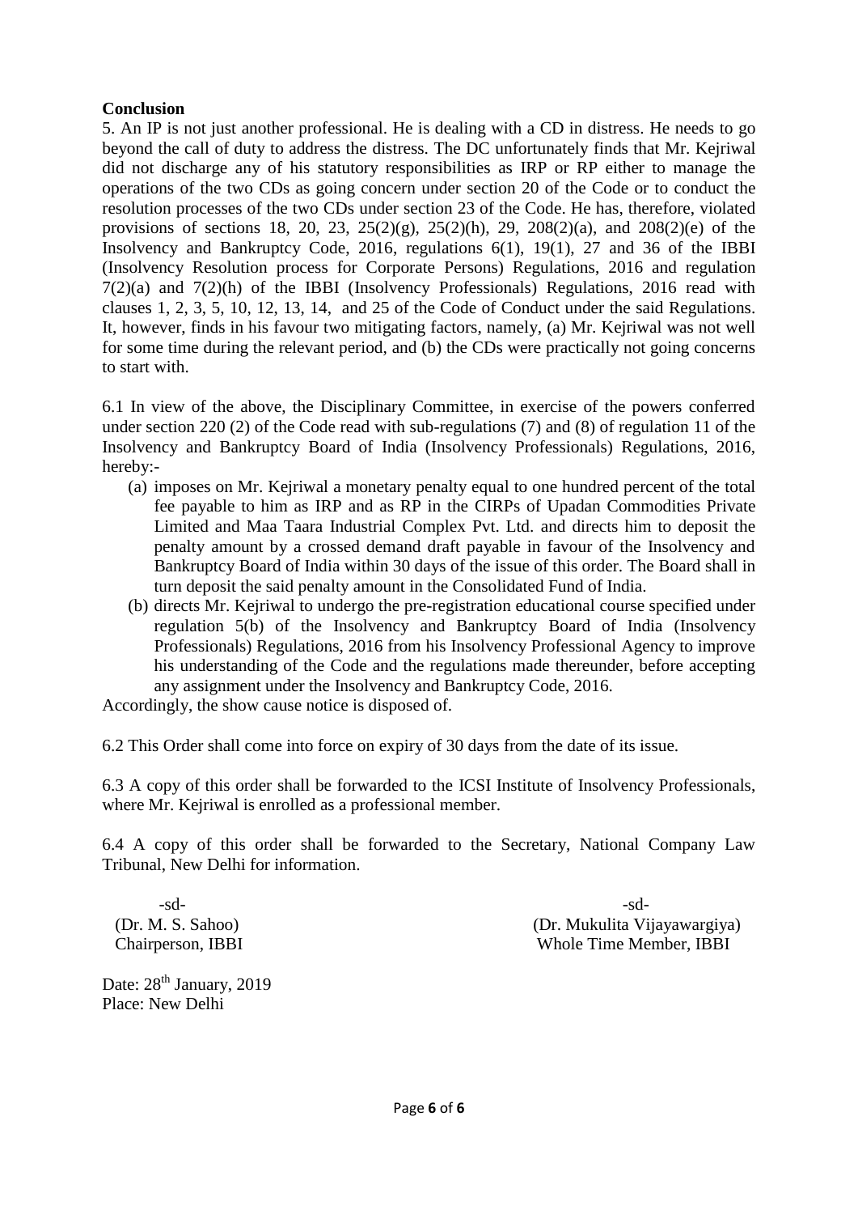**Conclusion**

5. An IP is not just another professional. He is dealing with a CD in distress. He needs to go beyond the call of duty to address the distress. The DC unfortunately finds that Mr. Kejriwal did not discharge any of his statutory responsibilities as IRP or RP either to manage the operations of the two CDs as going concern under section 20 of the Code or to conduct the resolution processes of the two CDs under section 23 of the Code. He has, therefore, violated provisions of sections 18, 20, 23, 25(2)(g), 25(2)(h), 29, 208(2)(a), and 208(2)(e) of the Insolvency and Bankruptcy Code, 2016, regulations 6(1), 19(1), 27 and 36 of the IBBI (Insolvency Resolution process for Corporate Persons) Regulations, 2016 and regulation 7(2)(a) and 7(2)(h) of the IBBI (Insolvency Professionals) Regulations, 2016 read with clauses 1, 2, 3, 5, 10, 12, 13, 14, and 25 of the Code of Conduct under the said Regulations. It, however, finds in his favour two mitigating factors, namely, (a) Mr. Kejriwal was not well for some time during the relevant period, and (b) the CDs were practically not going concerns to start with.

6.1 In view of the above, the Disciplinary Committee, in exercise of the powers conferred under section 220 (2) of the Code read with sub-regulations (7) and (8) of regulation 11 of the Insolvency and Bankruptcy Board of India (Insolvency Professionals) Regulations, 2016, hereby:-

(a) imposes on Mr. Kejriwal a monetary penalty equal to one hundred percent of the total fee payable to him as IRP and as RP in the CIRPs of Upadan Commodities Private Limited and Maa Taara Industrial Complex Pvt. Ltd. and directs him to deposit the penalty amount by a crossed demand draft payable in favour of the Insolvency and Bankruptcy Board of India within 30 days of the issue of this order. The Board shall in turn deposit the said penalty amount in the Consolidated Fund of India.

(b) directs Mr. Kejriwal to undergo the pre-registration educational course specified under regulation 5(b) of the Insolvency and Bankruptcy Board of India (Insolvency Professionals) Regulations, 2016 from his Insolvency Professional Agency to improve his understanding of the Code and the regulations made thereunder, before accepting any assignment under the Insolvency and Bankruptcy Code, 2016.

Accordingly, the show cause notice is disposed of.

6.2 This Order shall come into force on expiry of 30 days from the date of its issue.

6.3 A copy of this order shall be forwarded to the ICSI Institute of Insolvency Professionals, where Mr. Kejriwal is enrolled as a professional member.

6.4 A copy of this order shall be forwarded to the Secretary, National Company Law Tribunal, New Delhi for information.

-sd-
(Dr. M. S. Sahoo)
Chairperson, IBBI

-sd-
(Dr. Mukulita Vijayawargiya)
Whole Time Member, IBBI

Date: 28th January, 2019
Place: New Delhi